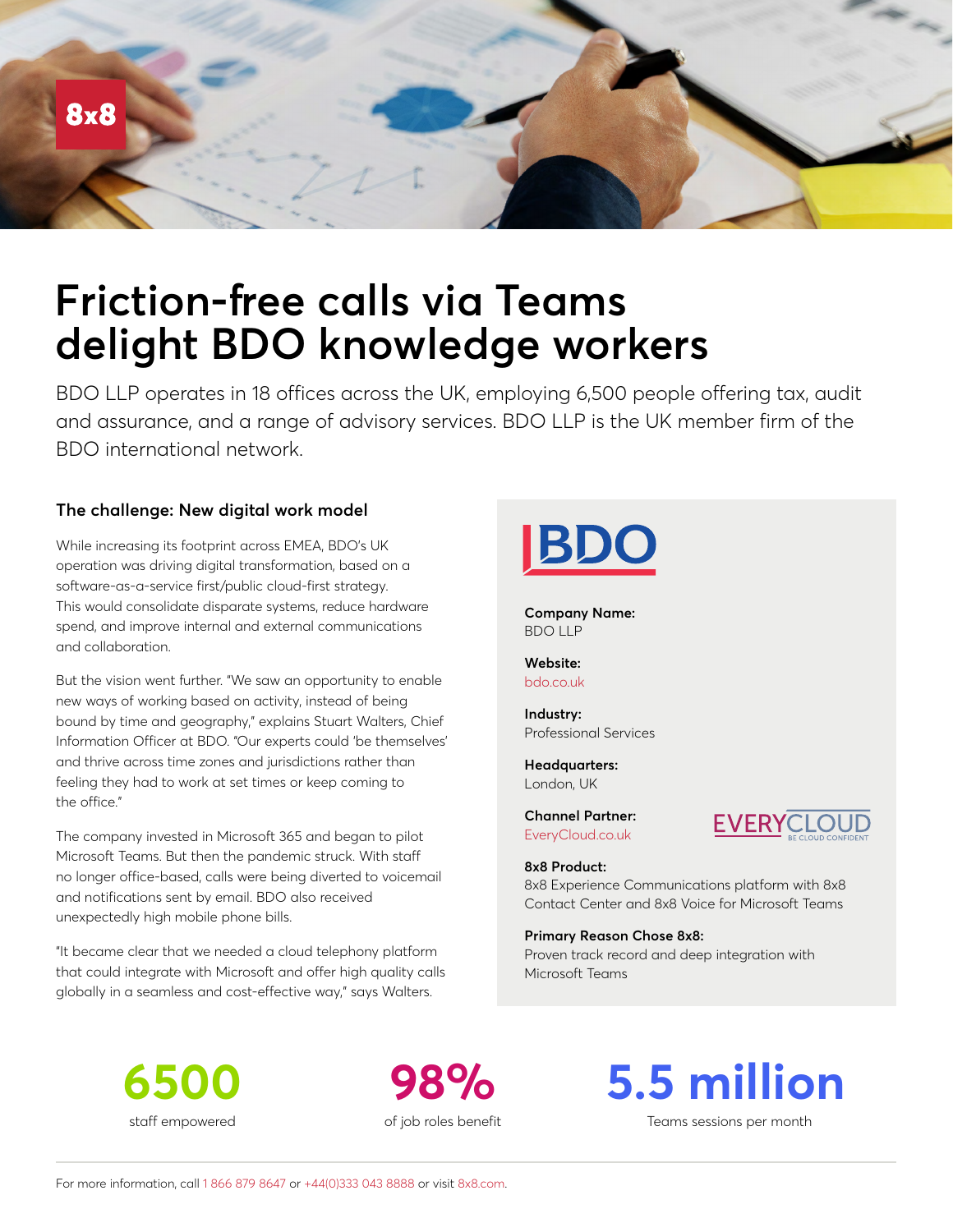8x8

# Friction-free calls via Teams delight BDO knowledge workers

BDO LLP operates in 18 offices across the UK, employing 6,500 people offering tax, audit and assurance, and a range of advisory services. BDO LLP is the UK member firm of the BDO international network.

### The challenge: New digital work model

While increasing its footprint across EMEA, BDO's UK operation was driving digital transformation, based on a software-as-a-service first/public cloud-first strategy. This would consolidate disparate systems, reduce hardware spend, and improve internal and external communications and collaboration.

But the vision went further. "We saw an opportunity to enable new ways of working based on activity, instead of being bound by time and geography," explains Stuart Walters, Chief Information Officer at BDO. "Our experts could 'be themselves' and thrive across time zones and jurisdictions rather than feeling they had to work at set times or keep coming to the office."

The company invested in Microsoft 365 and began to pilot Microsoft Teams. But then the pandemic struck. With staff no longer office-based, calls were being diverted to voicemail and notifications sent by email. BDO also received unexpectedly high mobile phone bills.

"It became clear that we needed a cloud telephony platform that could integrate with Microsoft and offer high quality calls globally in a seamless and cost-effective way," says Walters.

BDO

**Company Name:**
BDO LLP

**Website:**
bdo.co.uk

**Industry:**
Professional Services

**Headquarters:**
London, UK

**Channel Partner:**
EveryCloud.co.uk

EVERYCLOUD BE CLOUD CONFIDENT

**8x8 Product:**
8x8 Experience Communications platform with 8x8 Contact Center and 8x8 Voice for Microsoft Teams

**Primary Reason Chose 8x8:**
Proven track record and deep integration with Microsoft Teams

**6500**
staff empowered

**98%**
of job roles benefit

**5.5 million**
Teams sessions per month

For more information, call 1 866 879 8647 or +44(0)333 043 8888 or visit 8x8.com.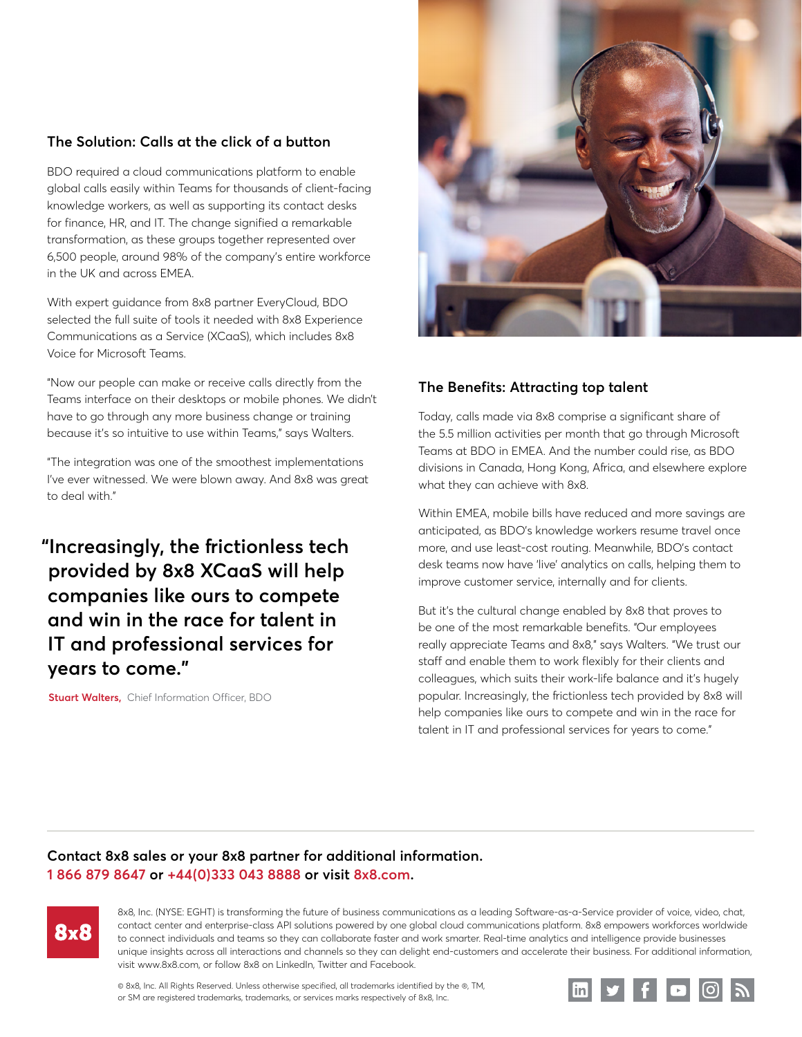## The Solution: Calls at the click of a button

BDO required a cloud communications platform to enable global calls easily within Teams for thousands of client-facing knowledge workers, as well as supporting its contact desks for finance, HR, and IT. The change signified a remarkable transformation, as these groups together represented over 6,500 people, around 98% of the company's entire workforce in the UK and across EMEA.

With expert guidance from 8x8 partner EveryCloud, BDO selected the full suite of tools it needed with 8x8 Experience Communications as a Service (XCaaS), which includes 8x8 Voice for Microsoft Teams.

"Now our people can make or receive calls directly from the Teams interface on their desktops or mobile phones. We didn't have to go through any more business change or training because it's so intuitive to use within Teams," says Walters.

"The integration was one of the smoothest implementations I've ever witnessed. We were blown away. And 8x8 was great to deal with."

> **"Increasingly, the frictionless tech provided by 8x8 XCaaS will help companies like ours to compete and win in the race for talent in IT and professional services for years to come."**
>
> **Stuart Walters,** Chief Information Officer, BDO

## The Benefits: Attracting top talent

Today, calls made via 8x8 comprise a significant share of the 5.5 million activities per month that go through Microsoft Teams at BDO in EMEA. And the number could rise, as BDO divisions in Canada, Hong Kong, Africa, and elsewhere explore what they can achieve with 8x8.

Within EMEA, mobile bills have reduced and more savings are anticipated, as BDO's knowledge workers resume travel once more, and use least-cost routing. Meanwhile, BDO's contact desk teams now have 'live' analytics on calls, helping them to improve customer service, internally and for clients.

But it's the cultural change enabled by 8x8 that proves to be one of the most remarkable benefits. "Our employees really appreciate Teams and 8x8," says Walters. "We trust our staff and enable them to work flexibly for their clients and colleagues, which suits their work-life balance and it's hugely popular. Increasingly, the frictionless tech provided by 8x8 will help companies like ours to compete and win in the race for talent in IT and professional services for years to come."

---

**Contact 8x8 sales or your 8x8 partner for additional information.**
**1 866 879 8647 or +44(0)333 043 8888 or visit 8x8.com.**

8x8, Inc. (NYSE: EGHT) is transforming the future of business communications as a leading Software-as-a-Service provider of voice, video, chat, contact center and enterprise-class API solutions powered by one global cloud communications platform. 8x8 empowers workforces worldwide to connect individuals and teams so they can collaborate faster and work smarter. Real-time analytics and intelligence provide businesses unique insights across all interactions and channels so they can delight end-customers and accelerate their business. For additional information, visit www.8x8.com, or follow 8x8 on LinkedIn, Twitter and Facebook.

© 8x8, Inc. All Rights Reserved. Unless otherwise specified, all trademarks identified by the ®, TM, or SM are registered trademarks, trademarks, or services marks respectively of 8x8, Inc.